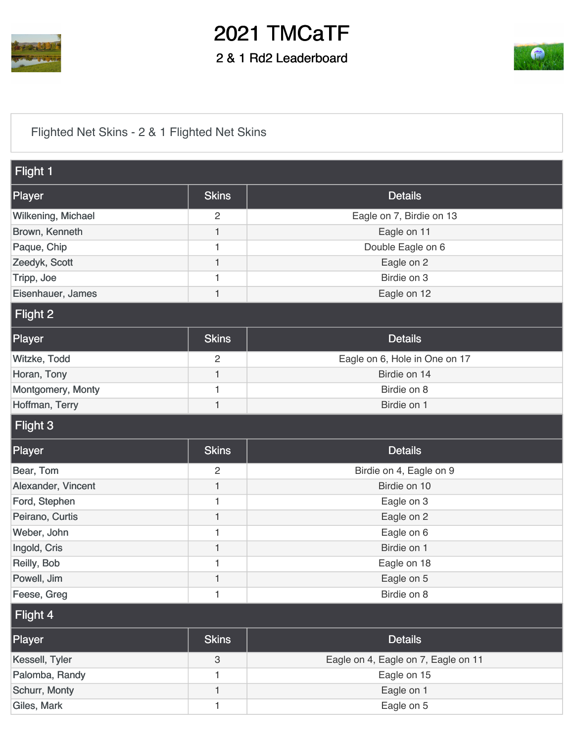# 2021 TMCaTF

## 2 & 1 Rd2 Leaderboard

Flighted Net Skins - 2 & 1 Flighted Net Skins

### Flight 1

| Player | Skins | Details |
|---|---|---|
| Wilkening, Michael | 2 | Eagle on 7, Birdie on 13 |
| Brown, Kenneth | 1 | Eagle on 11 |
| Paque, Chip | 1 | Double Eagle on 6 |
| Zeedyk, Scott | 1 | Eagle on 2 |
| Tripp, Joe | 1 | Birdie on 3 |
| Eisenhauer, James | 1 | Eagle on 12 |

### Flight 2

| Player | Skins | Details |
|---|---|---|
| Witzke, Todd | 2 | Eagle on 6, Hole in One on 17 |
| Horan, Tony | 1 | Birdie on 14 |
| Montgomery, Monty | 1 | Birdie on 8 |
| Hoffman, Terry | 1 | Birdie on 1 |

### Flight 3

| Player | Skins | Details |
|---|---|---|
| Bear, Tom | 2 | Birdie on 4, Eagle on 9 |
| Alexander, Vincent | 1 | Birdie on 10 |
| Ford, Stephen | 1 | Eagle on 3 |
| Peirano, Curtis | 1 | Eagle on 2 |
| Weber, John | 1 | Eagle on 6 |
| Ingold, Cris | 1 | Birdie on 1 |
| Reilly, Bob | 1 | Eagle on 18 |
| Powell, Jim | 1 | Eagle on 5 |
| Feese, Greg | 1 | Birdie on 8 |

### Flight 4

| Player | Skins | Details |
|---|---|---|
| Kessell, Tyler | 3 | Eagle on 4, Eagle on 7, Eagle on 11 |
| Palomba, Randy | 1 | Eagle on 15 |
| Schurr, Monty | 1 | Eagle on 1 |
| Giles, Mark | 1 | Eagle on 5 |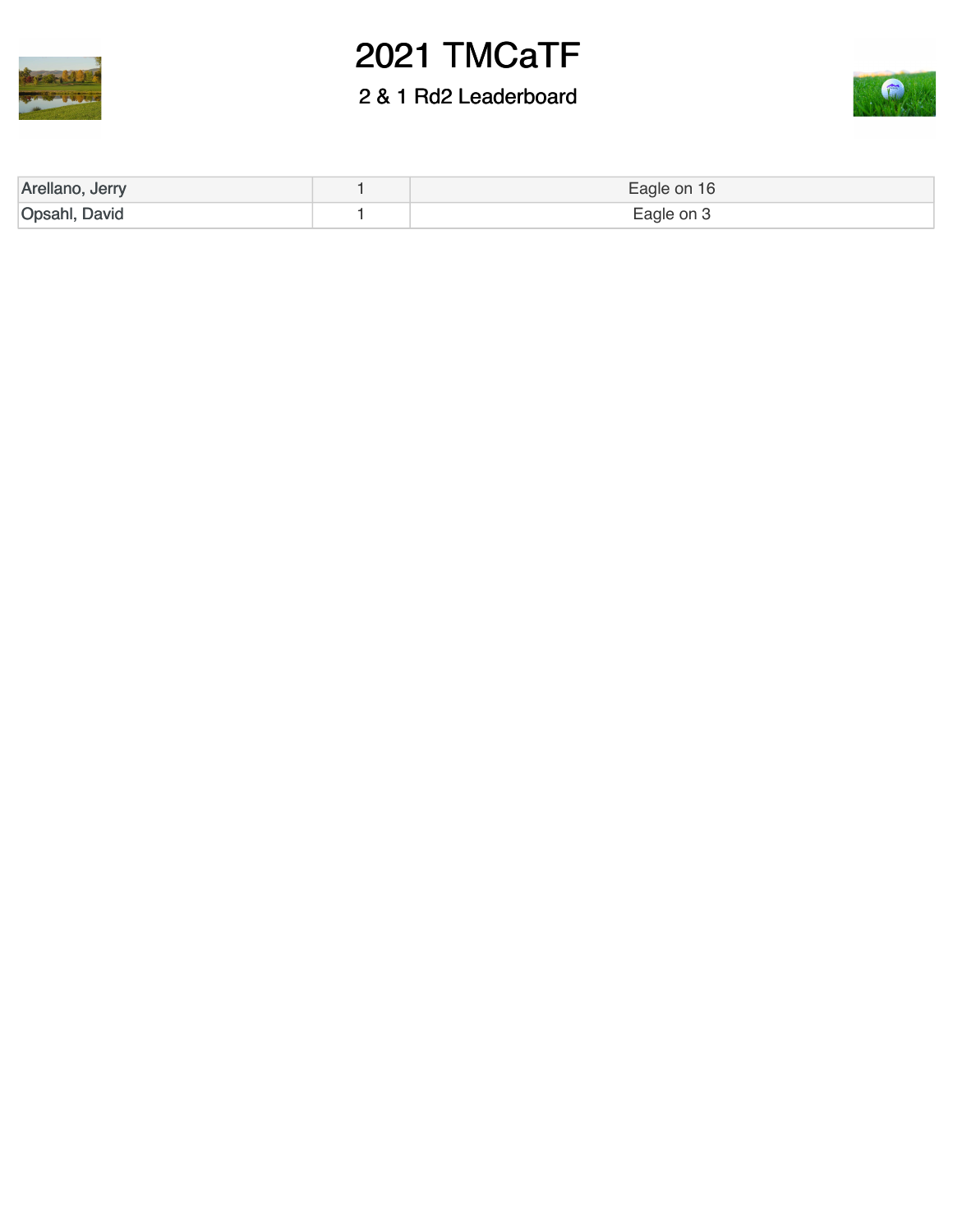# 2021 TMCaTF

## 2 & 1 Rd2 Leaderboard

| | | |
|---|---|---|
| Arellano, Jerry | 1 | Eagle on 16 |
| Opsahl, David | 1 | Eagle on 3 |